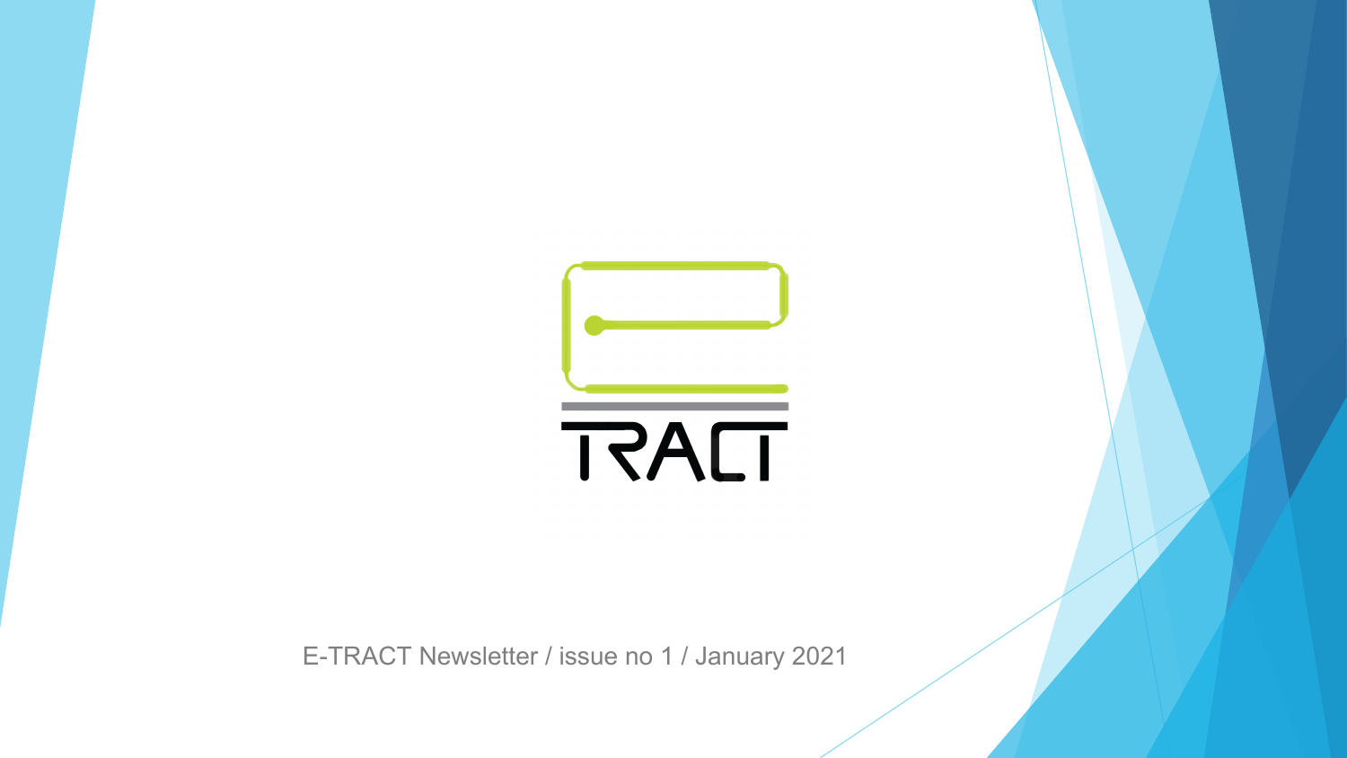E-TRACT

E-TRACT Newsletter / issue no 1 / January 2021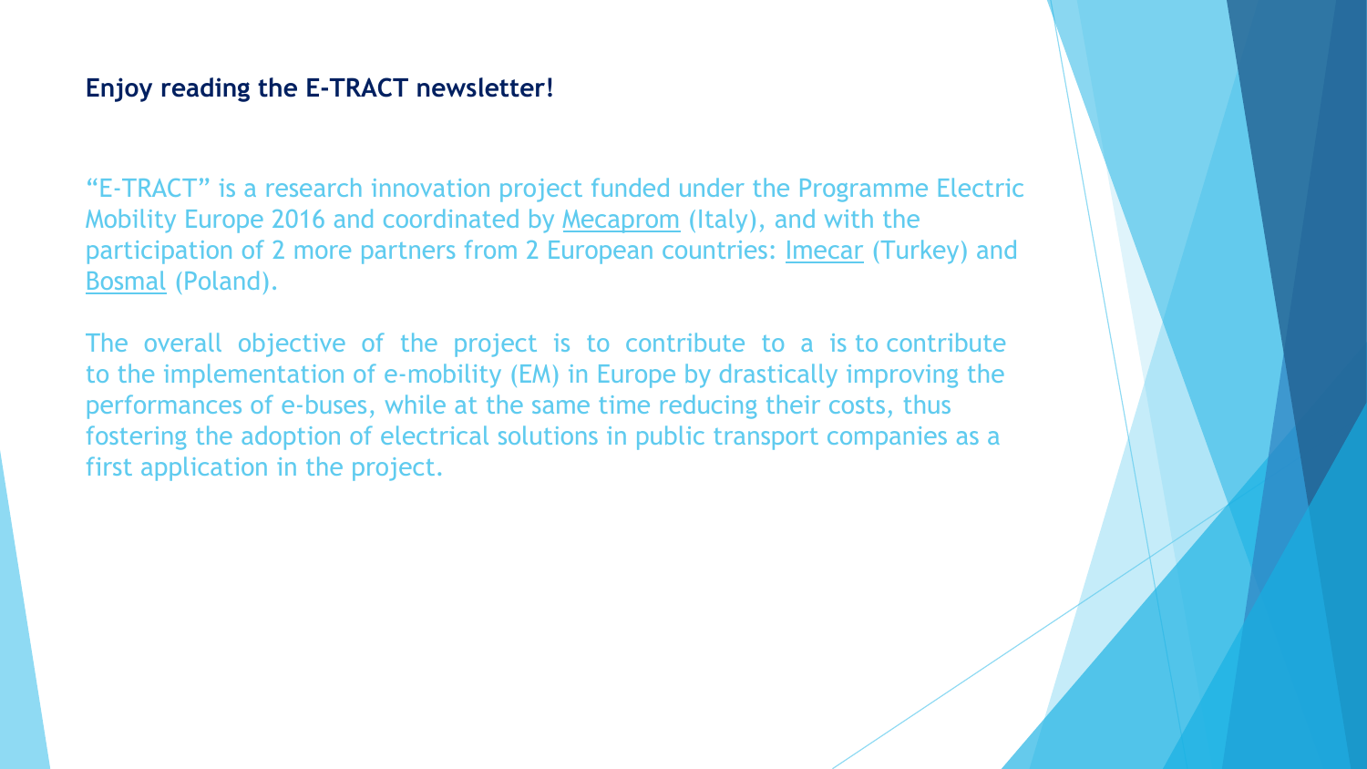**Enjoy reading the E-TRACT newsletter!**

“E-TRACT” is a research innovation project funded under the Programme Electric Mobility Europe 2016 and coordinated by Mecaprom (Italy), and with the participation of 2 more partners from 2 European countries: Imecar (Turkey) and Bosmal (Poland).

The overall objective of the project is to contribute to a is to contribute to the implementation of e-mobility (EM) in Europe by drastically improving the performances of e-buses, while at the same time reducing their costs, thus fostering the adoption of electrical solutions in public transport companies as a first application in the project.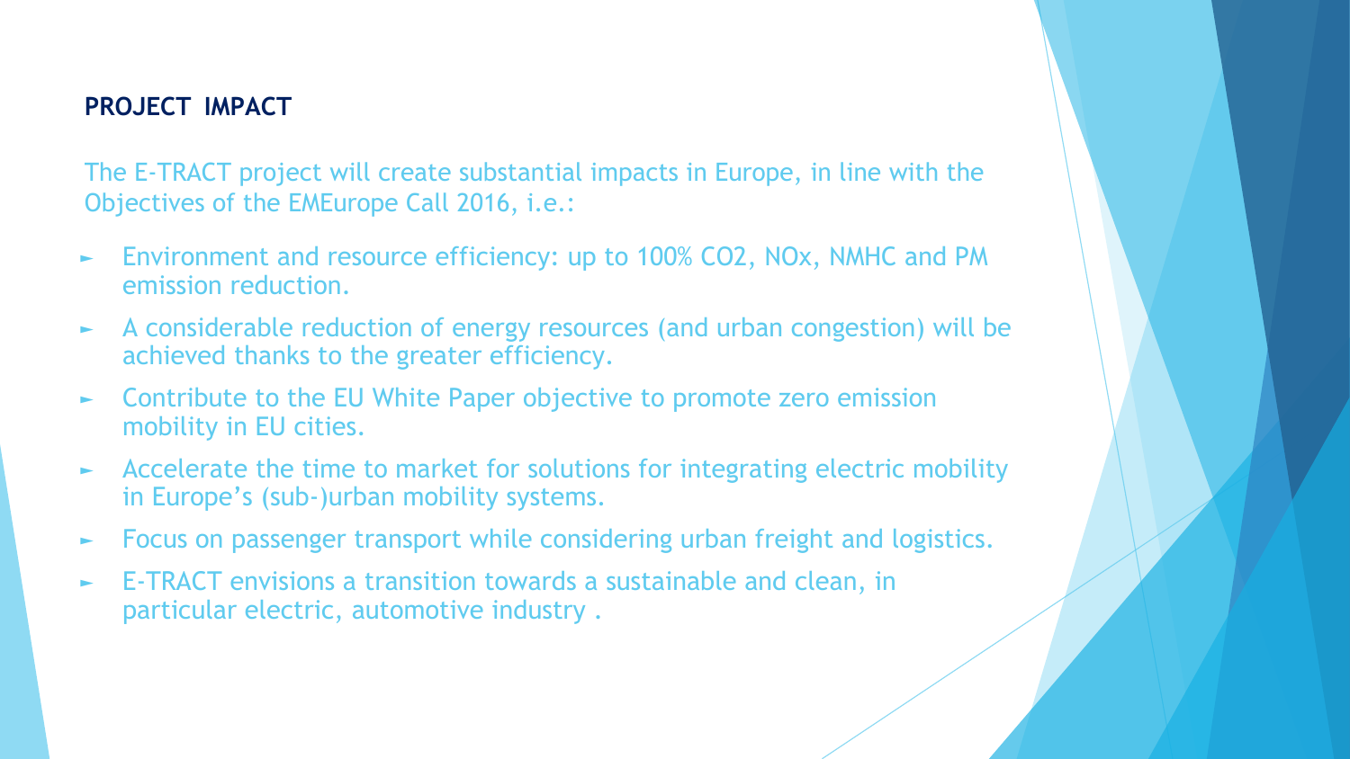## PROJECT IMPACT

The E-TRACT project will create substantial impacts in Europe, in line with the Objectives of the EMEurope Call 2016, i.e.:

- Environment and resource efficiency: up to 100% $CO_2$, $NO_x$, NMHC and PM emission reduction.
- A considerable reduction of energy resources (and urban congestion) will be achieved thanks to the greater efficiency.
- Contribute to the EU White Paper objective to promote zero emission mobility in EU cities.
- Accelerate the time to market for solutions for integrating electric mobility in Europe's (sub-)urban mobility systems.
- Focus on passenger transport while considering urban freight and logistics.
- E-TRACT envisions a transition towards a sustainable and clean, in particular electric, automotive industry .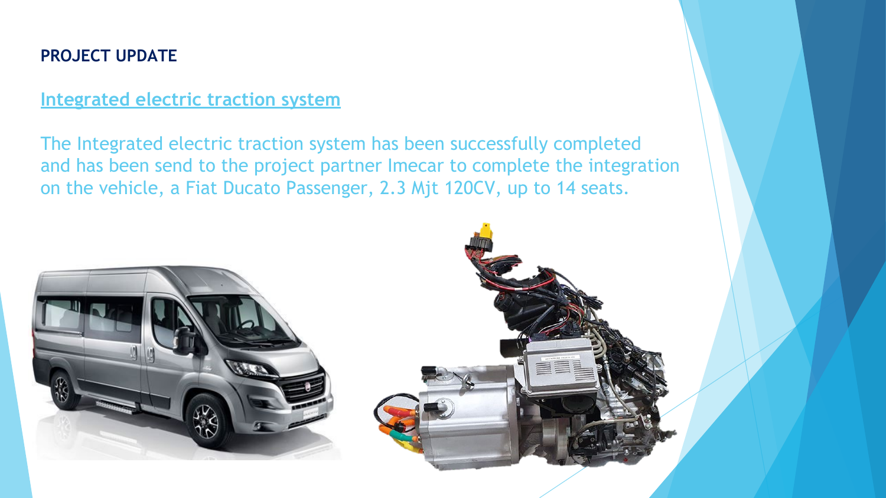**PROJECT UPDATE**

## Integrated electric traction system

The Integrated electric traction system has been successfully completed and has been send to the project partner Imecar to complete the integration on the vehicle, a Fiat Ducato Passenger, 2.3 Mjt 120CV, up to 14 seats.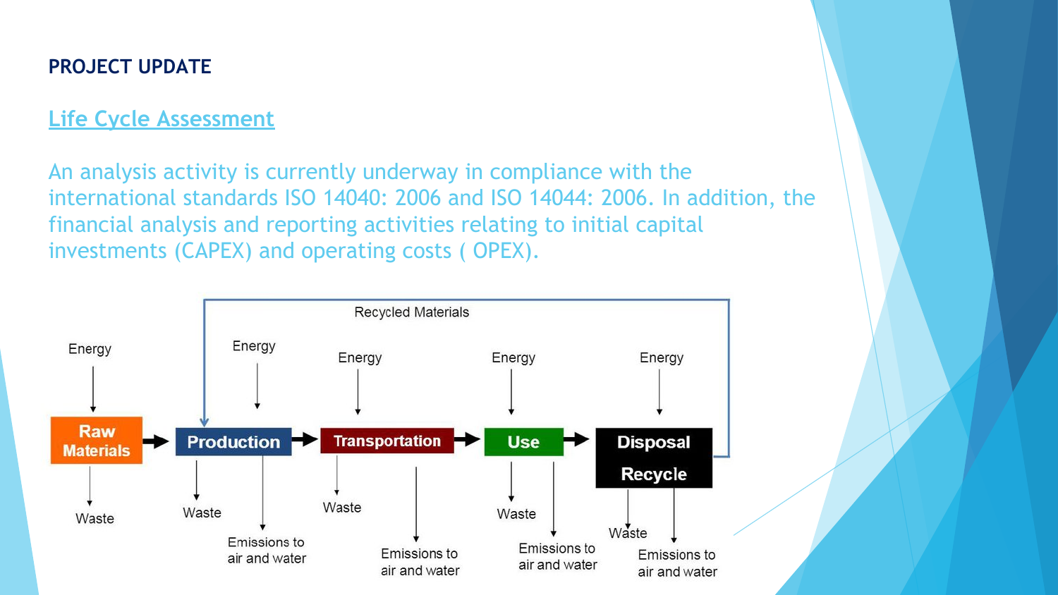**PROJECT UPDATE**

## Life Cycle Assessment

An analysis activity is currently underway in compliance with the international standards ISO 14040: 2006 and ISO 14044: 2006. In addition, the financial analysis and reporting activities relating to initial capital investments (CAPEX) and operating costs ( OPEX).

Recycled Materials

Energy → Raw Materials → Waste

Energy → Production → Waste, Emissions to air and water

Energy → Transportation → Waste, Emissions to air and water

Energy → Use → Waste, Emissions to air and water

Energy → Disposal Recycle → Waste, Emissions to air and water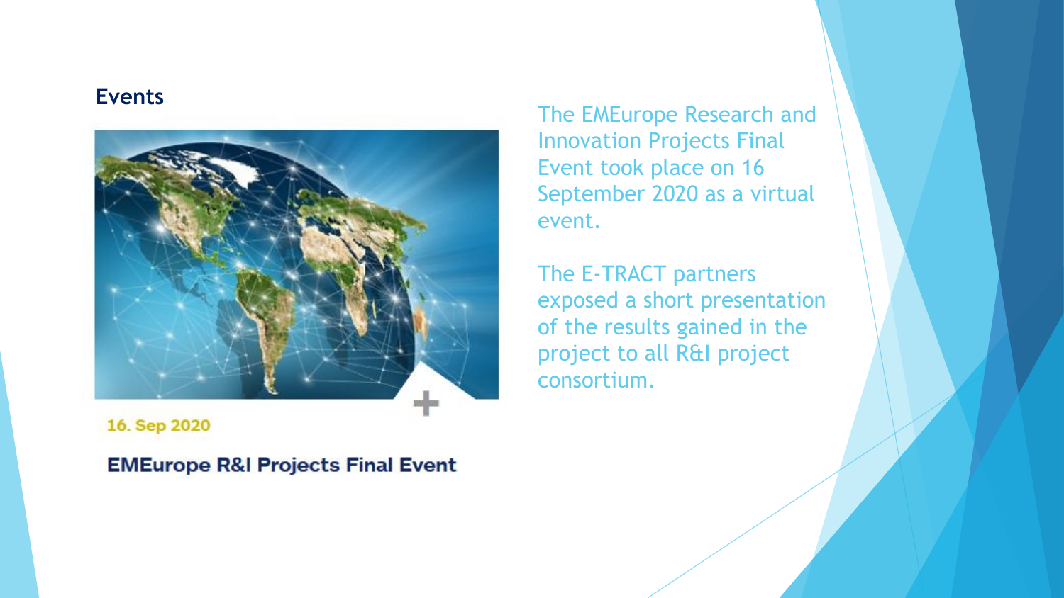## Events

16. Sep 2020

**EMEurope R&I Projects Final Event**

The EMEurope Research and Innovation Projects Final Event took place on 16 September 2020 as a virtual event.

The E-TRACT partners exposed a short presentation of the results gained in the project to all R&I project consortium.